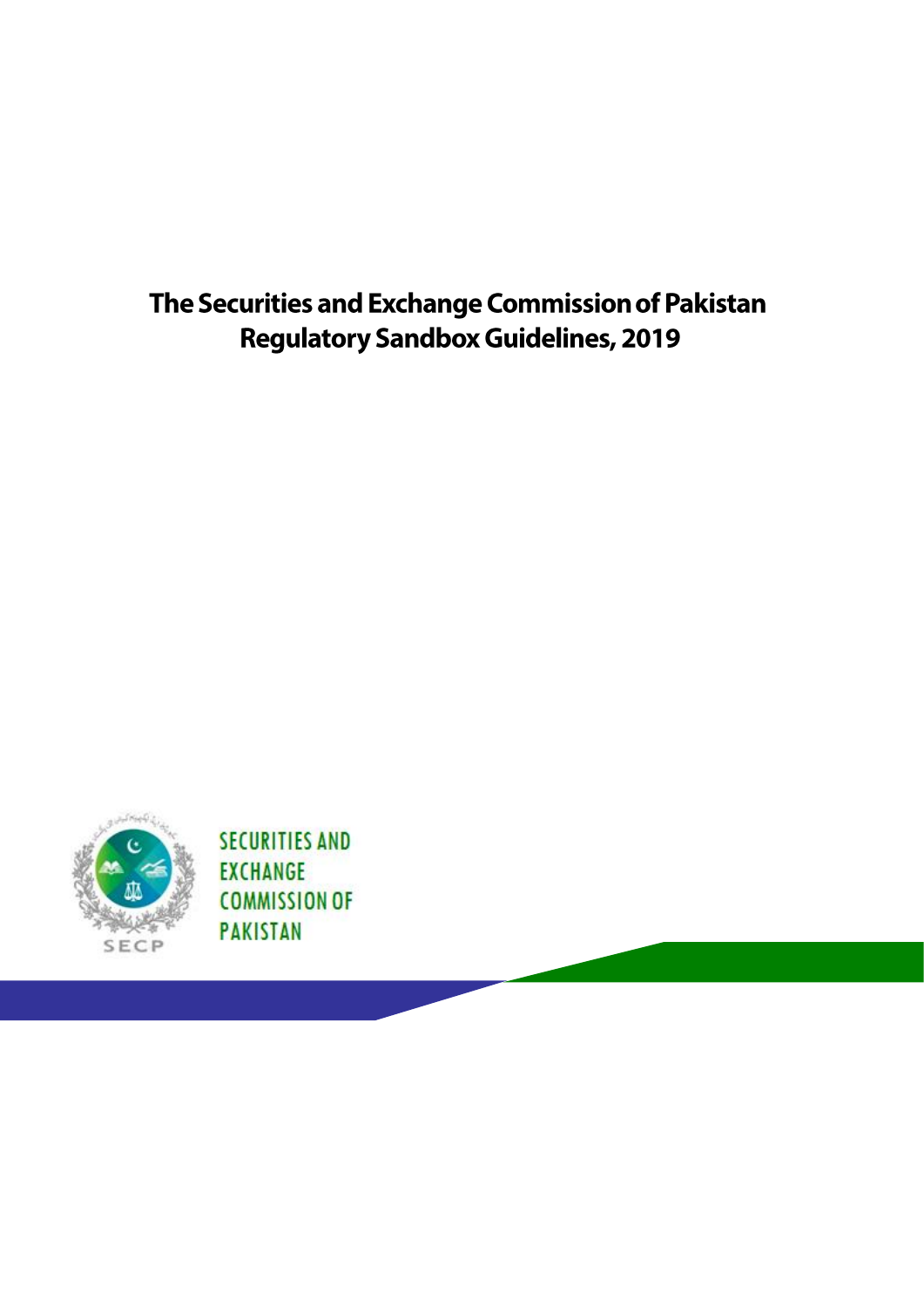# The Securities and Exchange Commission of Pakistan Regulatory Sandbox Guidelines, 2019

SECURITIES AND EXCHANGE COMMISSION OF PAKISTAN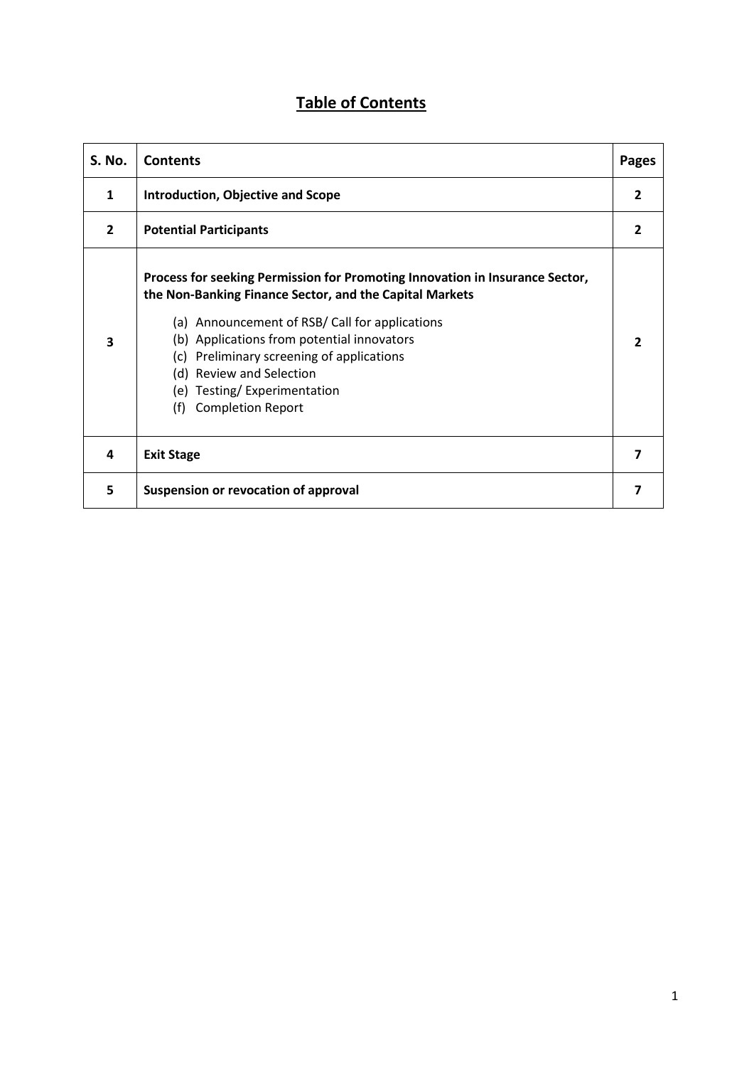# Table of Contents

| S. No. | Contents | Pages |
|---|---|---|
| 1 | **Introduction, Objective and Scope** | 2 |
| 2 | **Potential Participants** | 2 |
| 3 | **Process for seeking Permission for Promoting Innovation in Insurance Sector, the Non-Banking Finance Sector, and the Capital Markets** <br> (a) Announcement of RSB/ Call for applications <br> (b) Applications from potential innovators <br> (c) Preliminary screening of applications <br> (d) Review and Selection <br> (e) Testing/ Experimentation <br> (f) Completion Report | 2 |
| 4 | **Exit Stage** | 7 |
| 5 | **Suspension or revocation of approval** | 7 |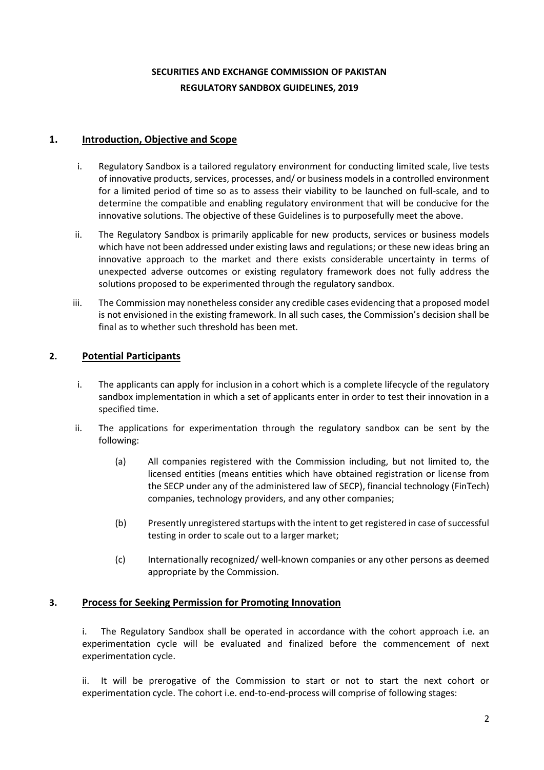**SECURITIES AND EXCHANGE COMMISSION OF PAKISTAN**
**REGULATORY SANDBOX GUIDELINES, 2019**

## 1. Introduction, Objective and Scope

i. Regulatory Sandbox is a tailored regulatory environment for conducting limited scale, live tests of innovative products, services, processes, and/ or business models in a controlled environment for a limited period of time so as to assess their viability to be launched on full-scale, and to determine the compatible and enabling regulatory environment that will be conducive for the innovative solutions. The objective of these Guidelines is to purposefully meet the above.

ii. The Regulatory Sandbox is primarily applicable for new products, services or business models which have not been addressed under existing laws and regulations; or these new ideas bring an innovative approach to the market and there exists considerable uncertainty in terms of unexpected adverse outcomes or existing regulatory framework does not fully address the solutions proposed to be experimented through the regulatory sandbox.

iii. The Commission may nonetheless consider any credible cases evidencing that a proposed model is not envisioned in the existing framework. In all such cases, the Commission's decision shall be final as to whether such threshold has been met.

## 2. Potential Participants

i. The applicants can apply for inclusion in a cohort which is a complete lifecycle of the regulatory sandbox implementation in which a set of applicants enter in order to test their innovation in a specified time.

ii. The applications for experimentation through the regulatory sandbox can be sent by the following:

(a) All companies registered with the Commission including, but not limited to, the licensed entities (means entities which have obtained registration or license from the SECP under any of the administered law of SECP), financial technology (FinTech) companies, technology providers, and any other companies;

(b) Presently unregistered startups with the intent to get registered in case of successful testing in order to scale out to a larger market;

(c) Internationally recognized/ well-known companies or any other persons as deemed appropriate by the Commission.

## 3. Process for Seeking Permission for Promoting Innovation

i. The Regulatory Sandbox shall be operated in accordance with the cohort approach i.e. an experimentation cycle will be evaluated and finalized before the commencement of next experimentation cycle.

ii. It will be prerogative of the Commission to start or not to start the next cohort or experimentation cycle. The cohort i.e. end-to-end-process will comprise of following stages: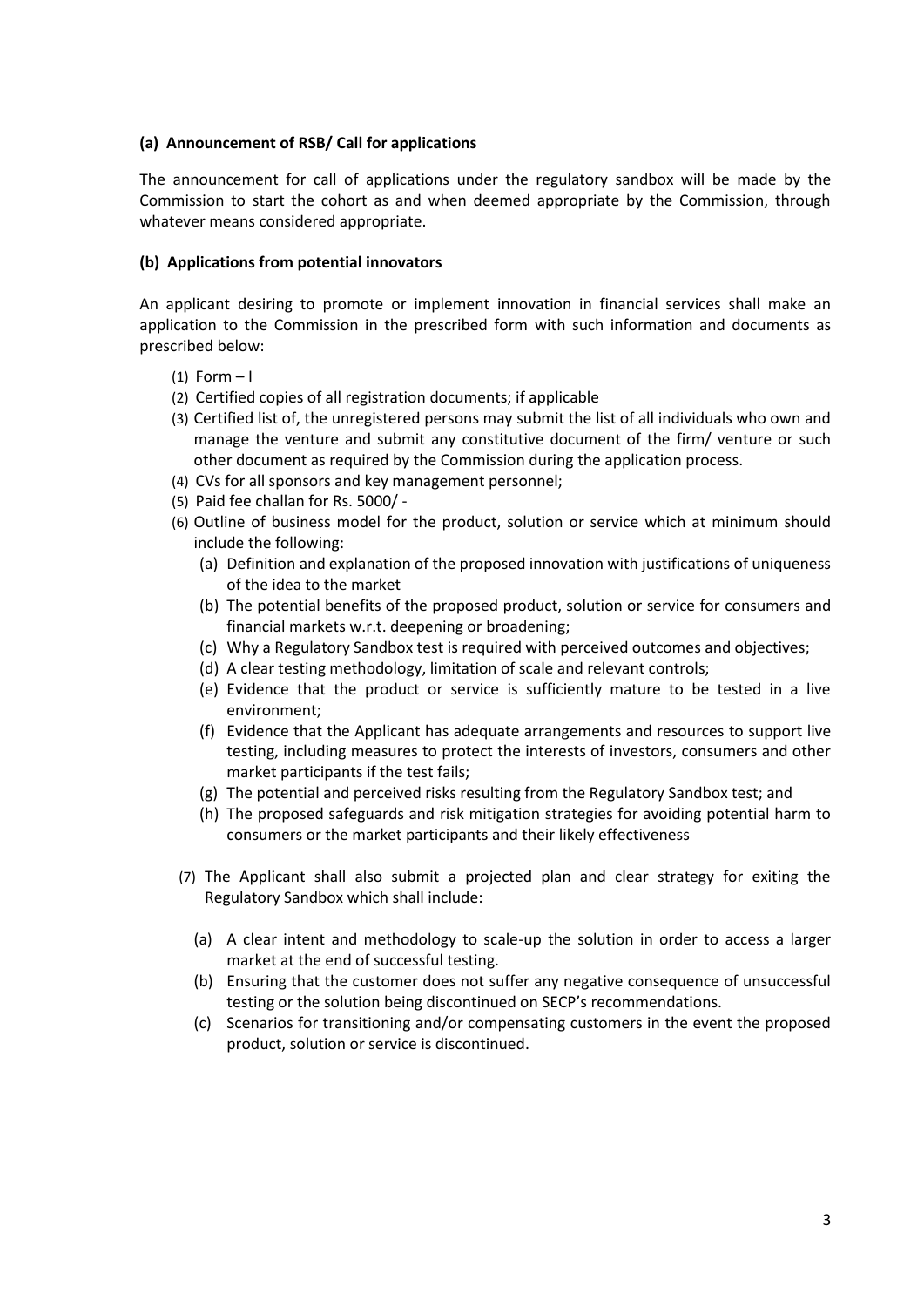**(a) Announcement of RSB/ Call for applications**

The announcement for call of applications under the regulatory sandbox will be made by the Commission to start the cohort as and when deemed appropriate by the Commission, through whatever means considered appropriate.

**(b) Applications from potential innovators**

An applicant desiring to promote or implement innovation in financial services shall make an application to the Commission in the prescribed form with such information and documents as prescribed below:

(1) Form – I
(2) Certified copies of all registration documents; if applicable
(3) Certified list of, the unregistered persons may submit the list of all individuals who own and manage the venture and submit any constitutive document of the firm/ venture or such other document as required by the Commission during the application process.
(4) CVs for all sponsors and key management personnel;
(5) Paid fee challan for Rs. 5000/ -
(6) Outline of business model for the product, solution or service which at minimum should include the following:
   (a) Definition and explanation of the proposed innovation with justifications of uniqueness of the idea to the market
   (b) The potential benefits of the proposed product, solution or service for consumers and financial markets w.r.t. deepening or broadening;
   (c) Why a Regulatory Sandbox test is required with perceived outcomes and objectives;
   (d) A clear testing methodology, limitation of scale and relevant controls;
   (e) Evidence that the product or service is sufficiently mature to be tested in a live environment;
   (f) Evidence that the Applicant has adequate arrangements and resources to support live testing, including measures to protect the interests of investors, consumers and other market participants if the test fails;
   (g) The potential and perceived risks resulting from the Regulatory Sandbox test; and
   (h) The proposed safeguards and risk mitigation strategies for avoiding potential harm to consumers or the market participants and their likely effectiveness

(7) The Applicant shall also submit a projected plan and clear strategy for exiting the Regulatory Sandbox which shall include:

   (a) A clear intent and methodology to scale-up the solution in order to access a larger market at the end of successful testing.
   (b) Ensuring that the customer does not suffer any negative consequence of unsuccessful testing or the solution being discontinued on SECP's recommendations.
   (c) Scenarios for transitioning and/or compensating customers in the event the proposed product, solution or service is discontinued.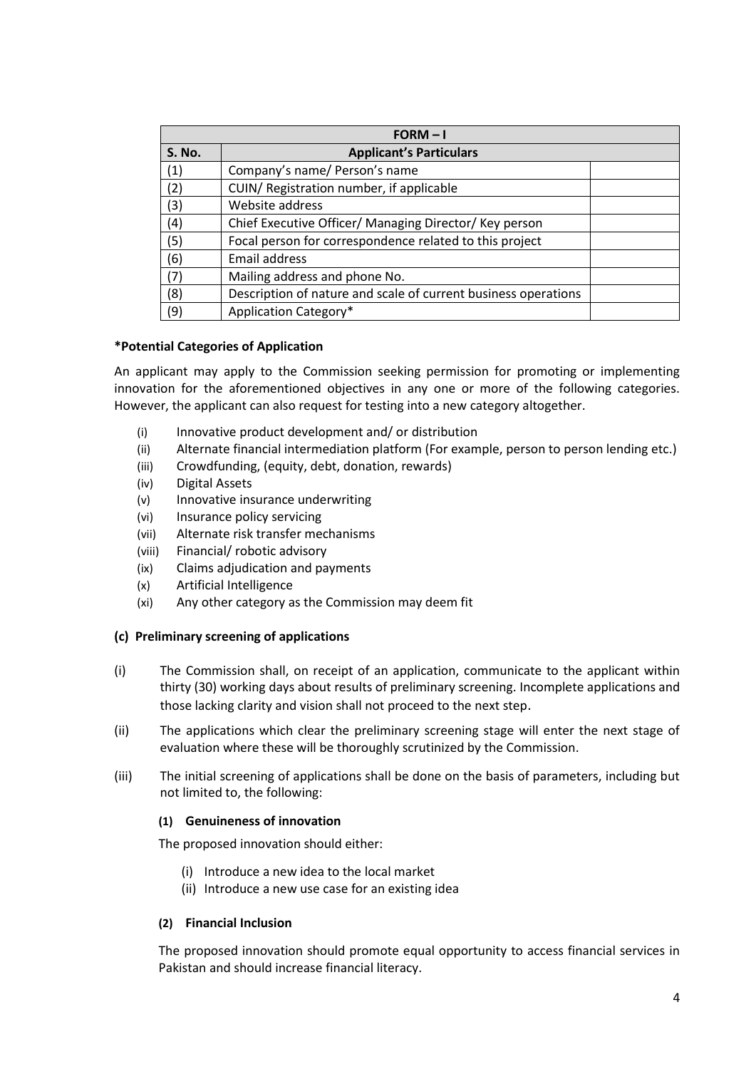| FORM – I | | |
|---|---|---|
| **S. No.** | **Applicant's Particulars** | |
| (1) | Company's name/ Person's name | |
| (2) | CUIN/ Registration number, if applicable | |
| (3) | Website address | |
| (4) | Chief Executive Officer/ Managing Director/ Key person | |
| (5) | Focal person for correspondence related to this project | |
| (6) | Email address | |
| (7) | Mailing address and phone No. | |
| (8) | Description of nature and scale of current business operations | |
| (9) | Application Category* | |

**\*Potential Categories of Application**

An applicant may apply to the Commission seeking permission for promoting or implementing innovation for the aforementioned objectives in any one or more of the following categories. However, the applicant can also request for testing into a new category altogether.

(i) Innovative product development and/ or distribution
(ii) Alternate financial intermediation platform (For example, person to person lending etc.)
(iii) Crowdfunding, (equity, debt, donation, rewards)
(iv) Digital Assets
(v) Innovative insurance underwriting
(vi) Insurance policy servicing
(vii) Alternate risk transfer mechanisms
(viii) Financial/ robotic advisory
(ix) Claims adjudication and payments
(x) Artificial Intelligence
(xi) Any other category as the Commission may deem fit

**(c) Preliminary screening of applications**

(i) The Commission shall, on receipt of an application, communicate to the applicant within thirty (30) working days about results of preliminary screening. Incomplete applications and those lacking clarity and vision shall not proceed to the next step.

(ii) The applications which clear the preliminary screening stage will enter the next stage of evaluation where these will be thoroughly scrutinized by the Commission.

(iii) The initial screening of applications shall be done on the basis of parameters, including but not limited to, the following:

**(1) Genuineness of innovation**

The proposed innovation should either:

(i) Introduce a new idea to the local market
(ii) Introduce a new use case for an existing idea

**(2) Financial Inclusion**

The proposed innovation should promote equal opportunity to access financial services in Pakistan and should increase financial literacy.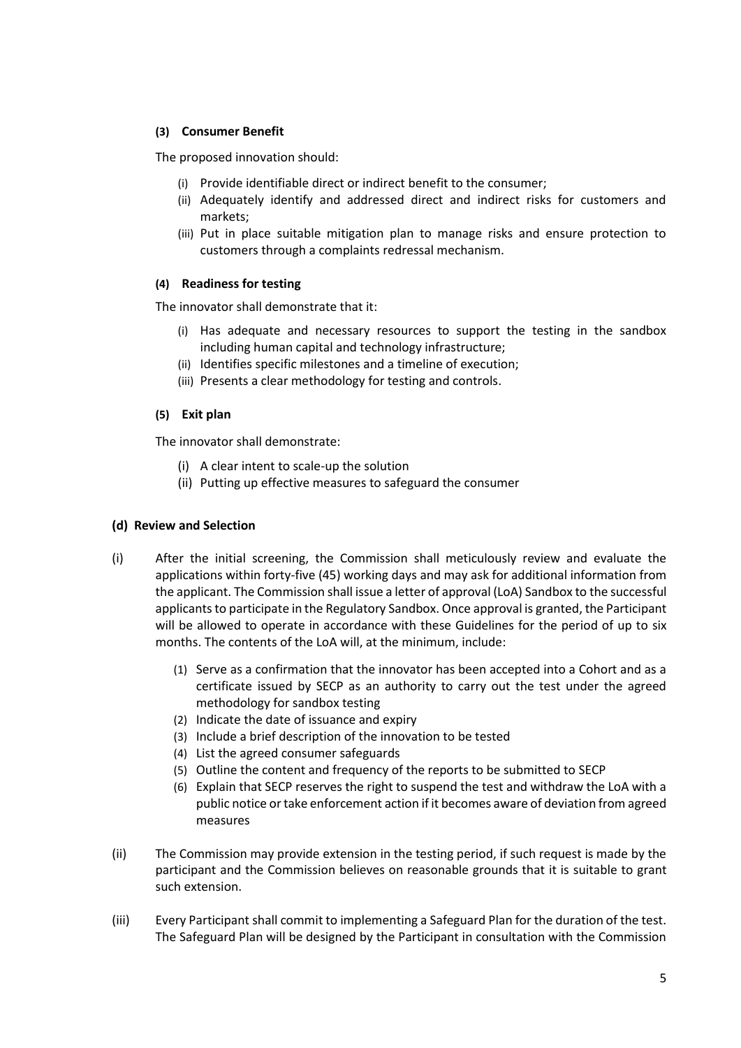**(3) Consumer Benefit**

The proposed innovation should:

(i) Provide identifiable direct or indirect benefit to the consumer;
(ii) Adequately identify and addressed direct and indirect risks for customers and markets;
(iii) Put in place suitable mitigation plan to manage risks and ensure protection to customers through a complaints redressal mechanism.

**(4) Readiness for testing**

The innovator shall demonstrate that it:

(i) Has adequate and necessary resources to support the testing in the sandbox including human capital and technology infrastructure;
(ii) Identifies specific milestones and a timeline of execution;
(iii) Presents a clear methodology for testing and controls.

**(5) Exit plan**

The innovator shall demonstrate:

(i) A clear intent to scale-up the solution
(ii) Putting up effective measures to safeguard the consumer

**(d) Review and Selection**

(i) After the initial screening, the Commission shall meticulously review and evaluate the applications within forty-five (45) working days and may ask for additional information from the applicant. The Commission shall issue a letter of approval (LoA) Sandbox to the successful applicants to participate in the Regulatory Sandbox. Once approval is granted, the Participant will be allowed to operate in accordance with these Guidelines for the period of up to six months. The contents of the LoA will, at the minimum, include:

(1) Serve as a confirmation that the innovator has been accepted into a Cohort and as a certificate issued by SECP as an authority to carry out the test under the agreed methodology for sandbox testing
(2) Indicate the date of issuance and expiry
(3) Include a brief description of the innovation to be tested
(4) List the agreed consumer safeguards
(5) Outline the content and frequency of the reports to be submitted to SECP
(6) Explain that SECP reserves the right to suspend the test and withdraw the LoA with a public notice or take enforcement action if it becomes aware of deviation from agreed measures

(ii) The Commission may provide extension in the testing period, if such request is made by the participant and the Commission believes on reasonable grounds that it is suitable to grant such extension.

(iii) Every Participant shall commit to implementing a Safeguard Plan for the duration of the test. The Safeguard Plan will be designed by the Participant in consultation with the Commission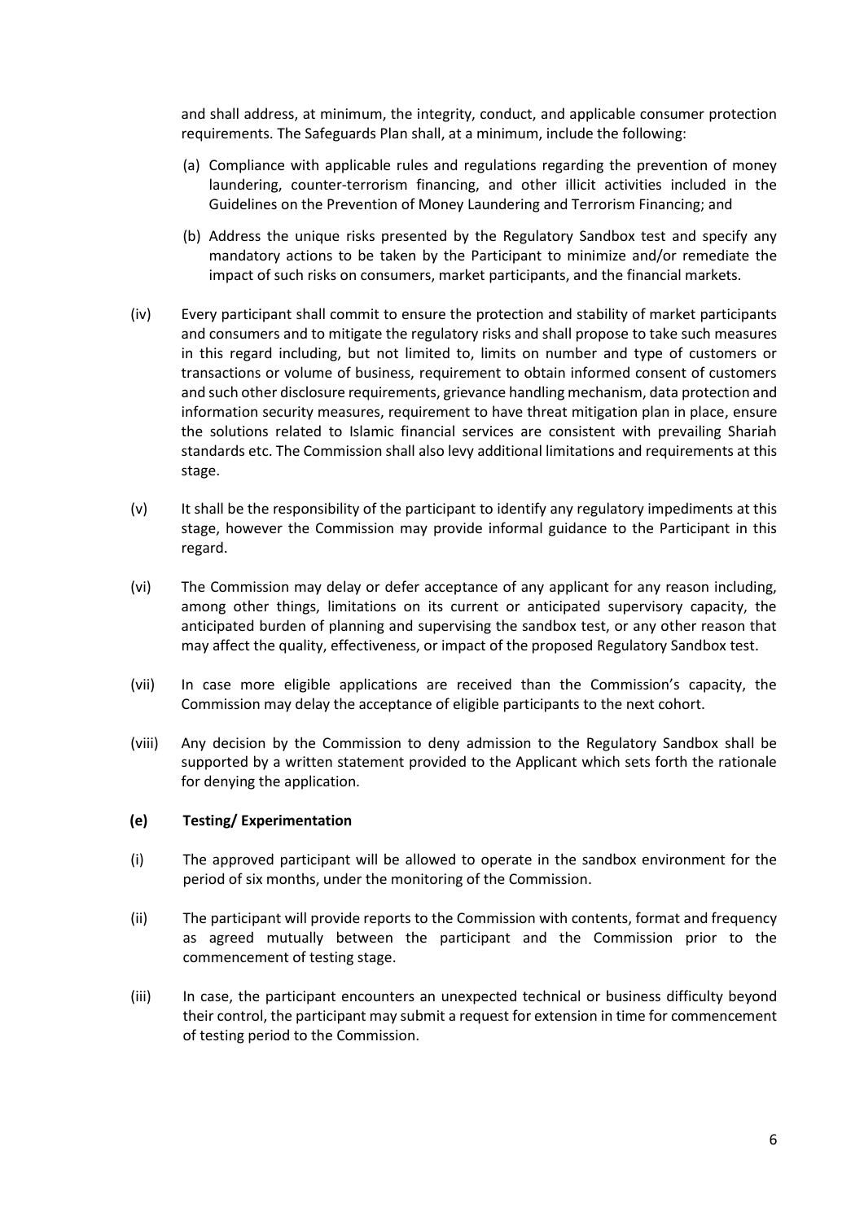and shall address, at minimum, the integrity, conduct, and applicable consumer protection requirements. The Safeguards Plan shall, at a minimum, include the following:

(a) Compliance with applicable rules and regulations regarding the prevention of money laundering, counter-terrorism financing, and other illicit activities included in the Guidelines on the Prevention of Money Laundering and Terrorism Financing; and

(b) Address the unique risks presented by the Regulatory Sandbox test and specify any mandatory actions to be taken by the Participant to minimize and/or remediate the impact of such risks on consumers, market participants, and the financial markets.

(iv) Every participant shall commit to ensure the protection and stability of market participants and consumers and to mitigate the regulatory risks and shall propose to take such measures in this regard including, but not limited to, limits on number and type of customers or transactions or volume of business, requirement to obtain informed consent of customers and such other disclosure requirements, grievance handling mechanism, data protection and information security measures, requirement to have threat mitigation plan in place, ensure the solutions related to Islamic financial services are consistent with prevailing Shariah standards etc. The Commission shall also levy additional limitations and requirements at this stage.

(v) It shall be the responsibility of the participant to identify any regulatory impediments at this stage, however the Commission may provide informal guidance to the Participant in this regard.

(vi) The Commission may delay or defer acceptance of any applicant for any reason including, among other things, limitations on its current or anticipated supervisory capacity, the anticipated burden of planning and supervising the sandbox test, or any other reason that may affect the quality, effectiveness, or impact of the proposed Regulatory Sandbox test.

(vii) In case more eligible applications are received than the Commission's capacity, the Commission may delay the acceptance of eligible participants to the next cohort.

(viii) Any decision by the Commission to deny admission to the Regulatory Sandbox shall be supported by a written statement provided to the Applicant which sets forth the rationale for denying the application.

**(e) Testing/ Experimentation**

(i) The approved participant will be allowed to operate in the sandbox environment for the period of six months, under the monitoring of the Commission.

(ii) The participant will provide reports to the Commission with contents, format and frequency as agreed mutually between the participant and the Commission prior to the commencement of testing stage.

(iii) In case, the participant encounters an unexpected technical or business difficulty beyond their control, the participant may submit a request for extension in time for commencement of testing period to the Commission.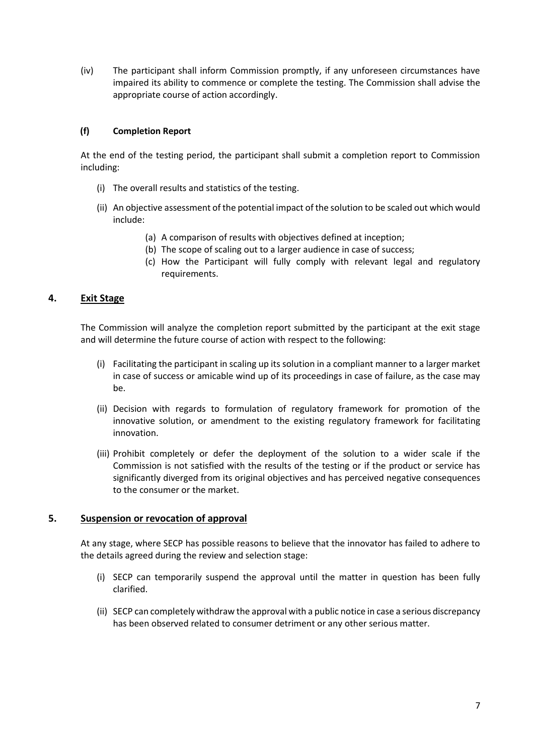(iv) The participant shall inform Commission promptly, if any unforeseen circumstances have impaired its ability to commence or complete the testing. The Commission shall advise the appropriate course of action accordingly.

**(f) Completion Report**

At the end of the testing period, the participant shall submit a completion report to Commission including:

(i) The overall results and statistics of the testing.

(ii) An objective assessment of the potential impact of the solution to be scaled out which would include:

(a) A comparison of results with objectives defined at inception;
(b) The scope of scaling out to a larger audience in case of success;
(c) How the Participant will fully comply with relevant legal and regulatory requirements.

## 4. Exit Stage

The Commission will analyze the completion report submitted by the participant at the exit stage and will determine the future course of action with respect to the following:

(i) Facilitating the participant in scaling up its solution in a compliant manner to a larger market in case of success or amicable wind up of its proceedings in case of failure, as the case may be.

(ii) Decision with regards to formulation of regulatory framework for promotion of the innovative solution, or amendment to the existing regulatory framework for facilitating innovation.

(iii) Prohibit completely or defer the deployment of the solution to a wider scale if the Commission is not satisfied with the results of the testing or if the product or service has significantly diverged from its original objectives and has perceived negative consequences to the consumer or the market.

## 5. Suspension or revocation of approval

At any stage, where SECP has possible reasons to believe that the innovator has failed to adhere to the details agreed during the review and selection stage:

(i) SECP can temporarily suspend the approval until the matter in question has been fully clarified.

(ii) SECP can completely withdraw the approval with a public notice in case a serious discrepancy has been observed related to consumer detriment or any other serious matter.